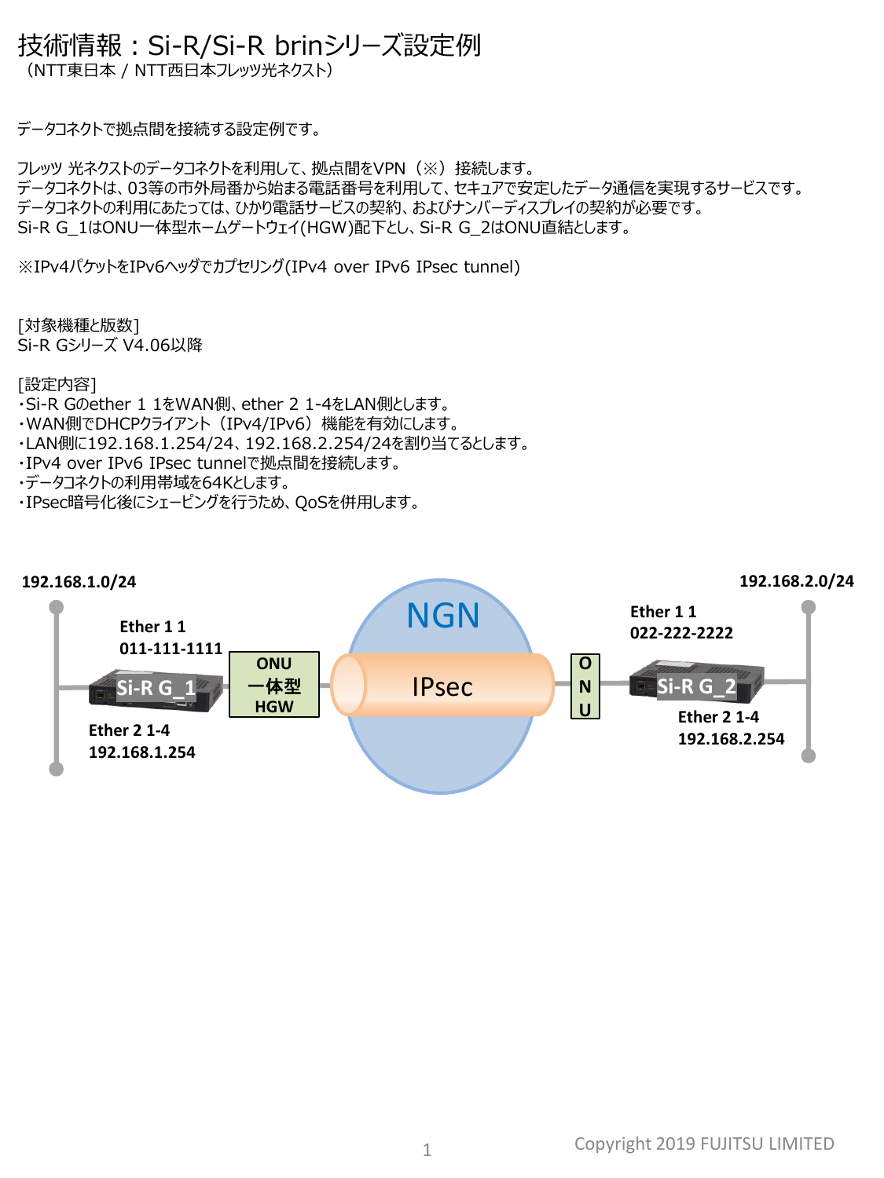# 技術情報：Si-R/Si-R brinシリーズ設定例

（NTT東日本 / NTT西日本フレッツ光ネクスト）

データコネクトで拠点間を接続する設定例です。

フレッツ 光ネクストのデータコネクトを利用して、拠点間をVPN（※）接続します。
データコネクトは、03等の市外局番から始まる電話番号を利用して、セキュアで安定したデータ通信を実現するサービスです。
データコネクトの利用にあたっては、ひかり電話サービスの契約、およびナンバーディスプレイの契約が必要です。
Si-R G_1はONU一体型ホームゲートウェイ(HGW)配下とし、Si-R G_2はONU直結とします。

※IPv4パケットをIPv6ヘッダでカプセリング(IPv4 over IPv6 IPsec tunnel)

[対象機種と版数]
Si-R Gシリーズ V4.06以降

[設定内容]
・Si-R Gのether 1 1をWAN側、ether 2 1-4をLAN側とします。
・WAN側でDHCPクライアント（IPv4/IPv6）機能を有効にします。
・LAN側に192.168.1.254/24、192.168.2.254/24を割り当てるとします。
・IPv4 over IPv6 IPsec tunnelで拠点間を接続します。
・データコネクトの利用帯域を64Kとします。
・IPsec暗号化後にシェーピングを行うため、QoSを併用します。

192.168.1.0/24
Ether 1 1
011-111-1111
Si-R G_1
Ether 2 1-4
192.168.1.254
ONU一体型HGW
NGN
IPsec
ONU
Ether 1 1
022-222-2222
Si-R G_2
Ether 2 1-4
192.168.2.254
192.168.2.0/24

Copyright 2019 FUJITSU LIMITED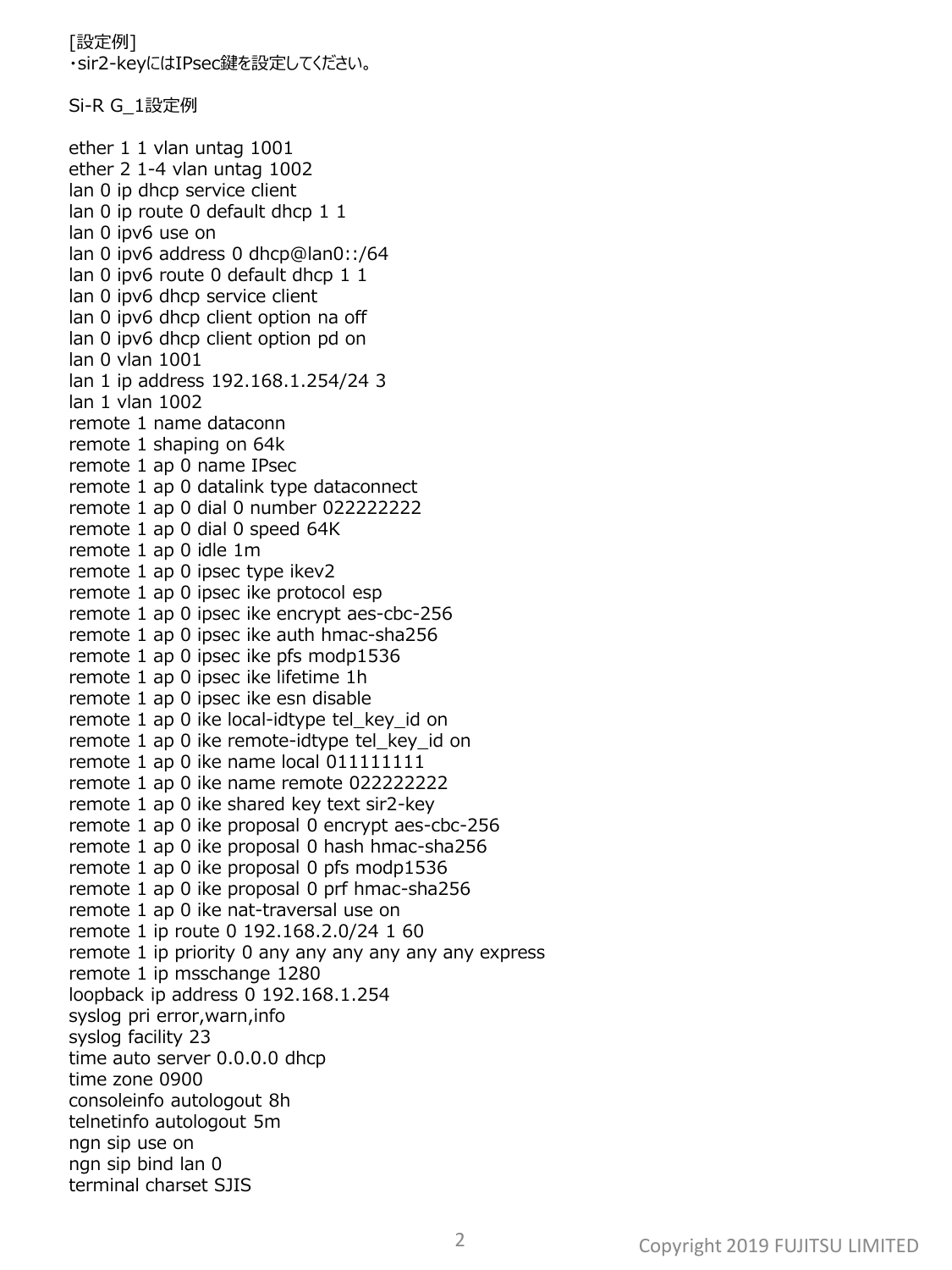[設定例]
・sir2-keyにはIPsec鍵を設定してください。

Si-R G_1設定例

```
ether 1 1 vlan untag 1001
ether 2 1-4 vlan untag 1002
lan 0 ip dhcp service client
lan 0 ip route 0 default dhcp 1 1
lan 0 ipv6 use on
lan 0 ipv6 address 0 dhcp@lan0::/64
lan 0 ipv6 route 0 default dhcp 1 1
lan 0 ipv6 dhcp service client
lan 0 ipv6 dhcp client option na off
lan 0 ipv6 dhcp client option pd on
lan 0 vlan 1001
lan 1 ip address 192.168.1.254/24 3
lan 1 vlan 1002
remote 1 name dataconn
remote 1 shaping on 64k
remote 1 ap 0 name IPsec
remote 1 ap 0 datalink type dataconnect
remote 1 ap 0 dial 0 number 022222222
remote 1 ap 0 dial 0 speed 64K
remote 1 ap 0 idle 1m
remote 1 ap 0 ipsec type ikev2
remote 1 ap 0 ipsec ike protocol esp
remote 1 ap 0 ipsec ike encrypt aes-cbc-256
remote 1 ap 0 ipsec ike auth hmac-sha256
remote 1 ap 0 ipsec ike pfs modp1536
remote 1 ap 0 ipsec ike lifetime 1h
remote 1 ap 0 ipsec ike esn disable
remote 1 ap 0 ike local-idtype tel_key_id on
remote 1 ap 0 ike remote-idtype tel_key_id on
remote 1 ap 0 ike name local 011111111
remote 1 ap 0 ike name remote 022222222
remote 1 ap 0 ike shared key text sir2-key
remote 1 ap 0 ike proposal 0 encrypt aes-cbc-256
remote 1 ap 0 ike proposal 0 hash hmac-sha256
remote 1 ap 0 ike proposal 0 pfs modp1536
remote 1 ap 0 ike proposal 0 prf hmac-sha256
remote 1 ap 0 ike nat-traversal use on
remote 1 ip route 0 192.168.2.0/24 1 60
remote 1 ip priority 0 any any any any any any express
remote 1 ip msschange 1280
loopback ip address 0 192.168.1.254
syslog pri error,warn,info
syslog facility 23
time auto server 0.0.0.0 dhcp
time zone 0900
consoleinfo autologout 8h
telnetinfo autologout 5m
ngn sip use on
ngn sip bind lan 0
terminal charset SJIS
```

Copyright 2019 FUJITSU LIMITED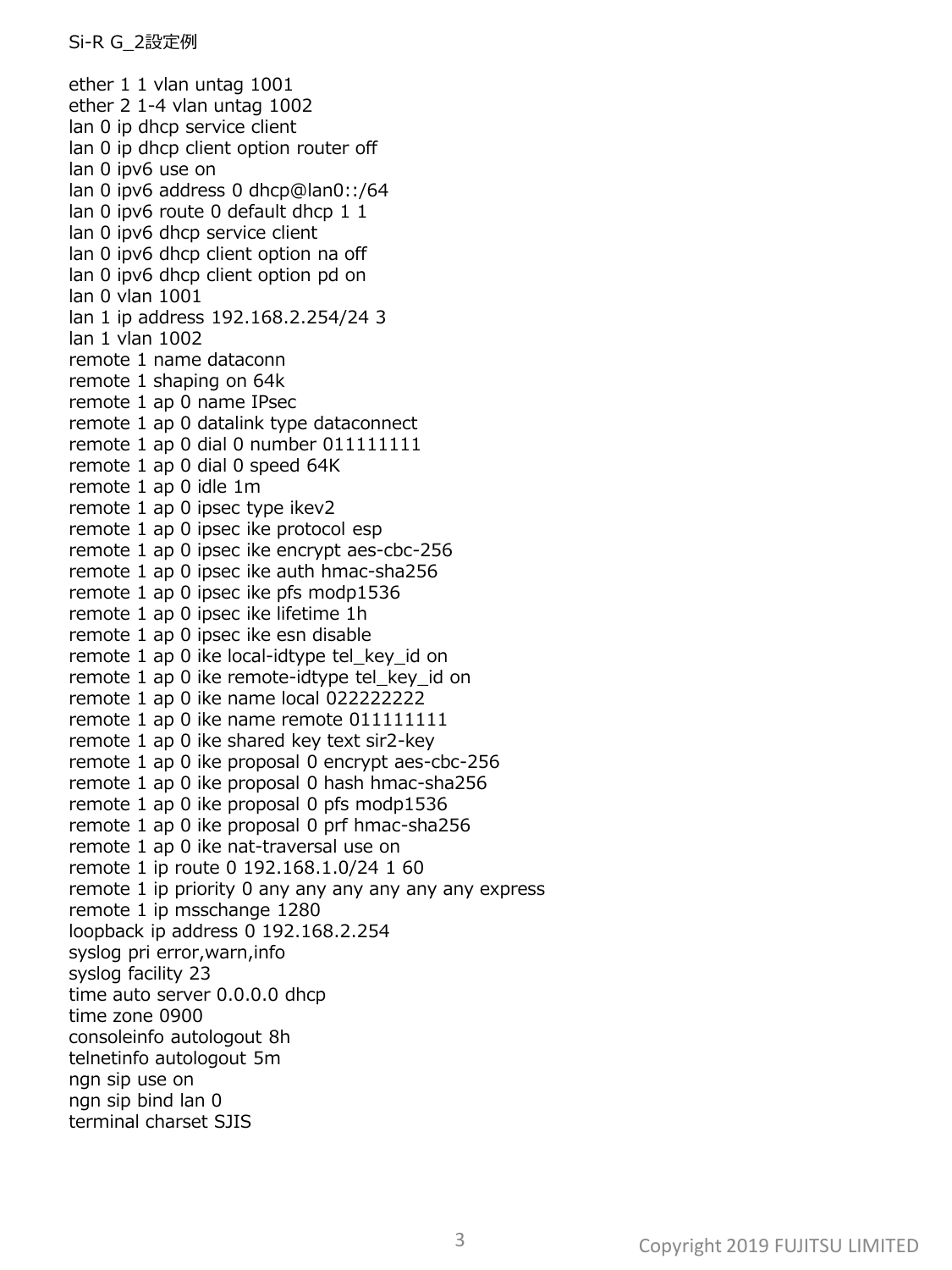Si-R G_2設定例

```
ether 1 1 vlan untag 1001
ether 2 1-4 vlan untag 1002
lan 0 ip dhcp service client
lan 0 ip dhcp client option router off
lan 0 ipv6 use on
lan 0 ipv6 address 0 dhcp@lan0::/64
lan 0 ipv6 route 0 default dhcp 1 1
lan 0 ipv6 dhcp service client
lan 0 ipv6 dhcp client option na off
lan 0 ipv6 dhcp client option pd on
lan 0 vlan 1001
lan 1 ip address 192.168.2.254/24 3
lan 1 vlan 1002
remote 1 name dataconn
remote 1 shaping on 64k
remote 1 ap 0 name IPsec
remote 1 ap 0 datalink type dataconnect
remote 1 ap 0 dial 0 number 011111111
remote 1 ap 0 dial 0 speed 64K
remote 1 ap 0 idle 1m
remote 1 ap 0 ipsec type ikev2
remote 1 ap 0 ipsec ike protocol esp
remote 1 ap 0 ipsec ike encrypt aes-cbc-256
remote 1 ap 0 ipsec ike auth hmac-sha256
remote 1 ap 0 ipsec ike pfs modp1536
remote 1 ap 0 ipsec ike lifetime 1h
remote 1 ap 0 ipsec ike esn disable
remote 1 ap 0 ike local-idtype tel_key_id on
remote 1 ap 0 ike remote-idtype tel_key_id on
remote 1 ap 0 ike name local 022222222
remote 1 ap 0 ike name remote 011111111
remote 1 ap 0 ike shared key text sir2-key
remote 1 ap 0 ike proposal 0 encrypt aes-cbc-256
remote 1 ap 0 ike proposal 0 hash hmac-sha256
remote 1 ap 0 ike proposal 0 pfs modp1536
remote 1 ap 0 ike proposal 0 prf hmac-sha256
remote 1 ap 0 ike nat-traversal use on
remote 1 ip route 0 192.168.1.0/24 1 60
remote 1 ip priority 0 any any any any any any express
remote 1 ip msschange 1280
loopback ip address 0 192.168.2.254
syslog pri error,warn,info
syslog facility 23
time auto server 0.0.0.0 dhcp
time zone 0900
consoleinfo autologout 8h
telnetinfo autologout 5m
ngn sip use on
ngn sip bind lan 0
terminal charset SJIS
```

Copyright 2019 FUJITSU LIMITED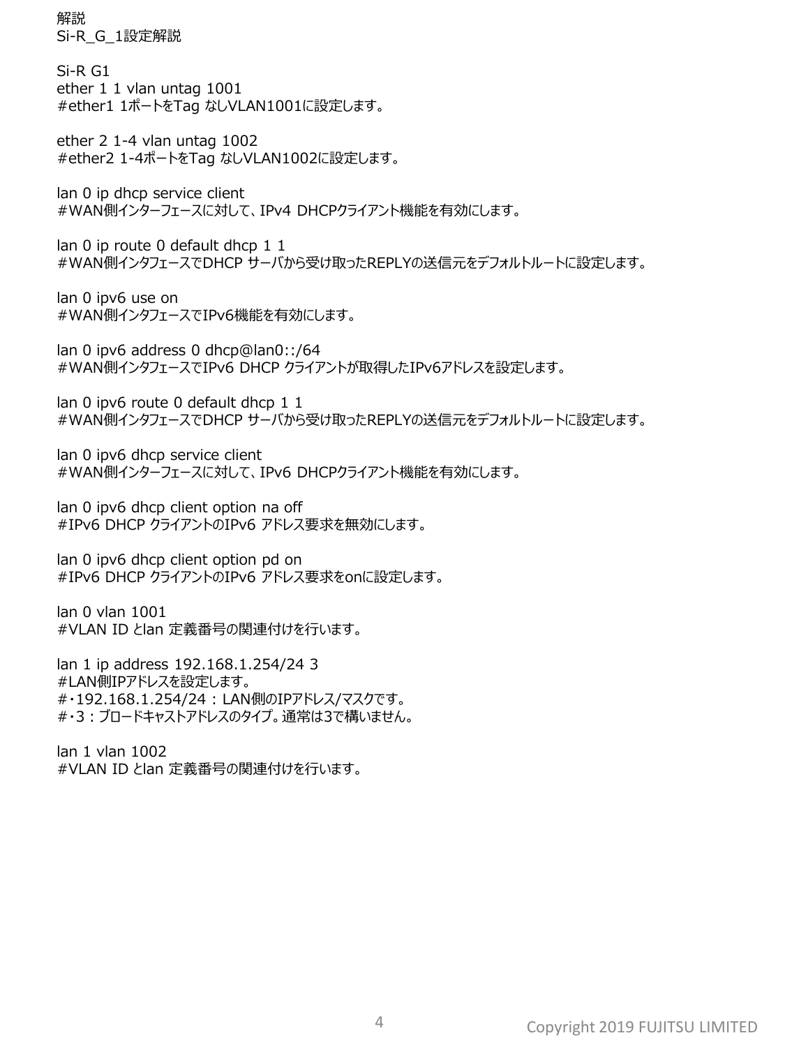解説

Si-R_G_1設定解説

Si-R G1

```
ether 1 1 vlan untag 1001
#ether1 1ポートをTag なしVLAN1001に設定します。

ether 2 1-4 vlan untag 1002
#ether2 1-4ポートをTag なしVLAN1002に設定します。

lan 0 ip dhcp service client
#WAN側インターフェースに対して、IPv4 DHCPクライアント機能を有効にします。

lan 0 ip route 0 default dhcp 1 1
#WAN側インタフェースでDHCP サーバから受け取ったREPLYの送信元をデフォルトルートに設定します。

lan 0 ipv6 use on
#WAN側インタフェースでIPv6機能を有効にします。

lan 0 ipv6 address 0 dhcp@lan0::/64
#WAN側インタフェースでIPv6 DHCP クライアントが取得したIPv6アドレスを設定します。

lan 0 ipv6 route 0 default dhcp 1 1
#WAN側インタフェースでDHCP サーバから受け取ったREPLYの送信元をデフォルトルートに設定します。

lan 0 ipv6 dhcp service client
#WAN側インターフェースに対して、IPv6 DHCPクライアント機能を有効にします。

lan 0 ipv6 dhcp client option na off
#IPv6 DHCP クライアントのIPv6 アドレス要求を無効にします。

lan 0 ipv6 dhcp client option pd on
#IPv6 DHCP クライアントのIPv6 アドレス要求をonに設定します。

lan 0 vlan 1001
#VLAN ID とlan 定義番号の関連付けを行います。

lan 1 ip address 192.168.1.254/24 3
#LAN側IPアドレスを設定します。
#・192.168.1.254/24 : LAN側のIPアドレス/マスクです。
#・3 : ブロードキャストアドレスのタイプ。通常は3で構いません。

lan 1 vlan 1002
#VLAN ID とlan 定義番号の関連付けを行います。
```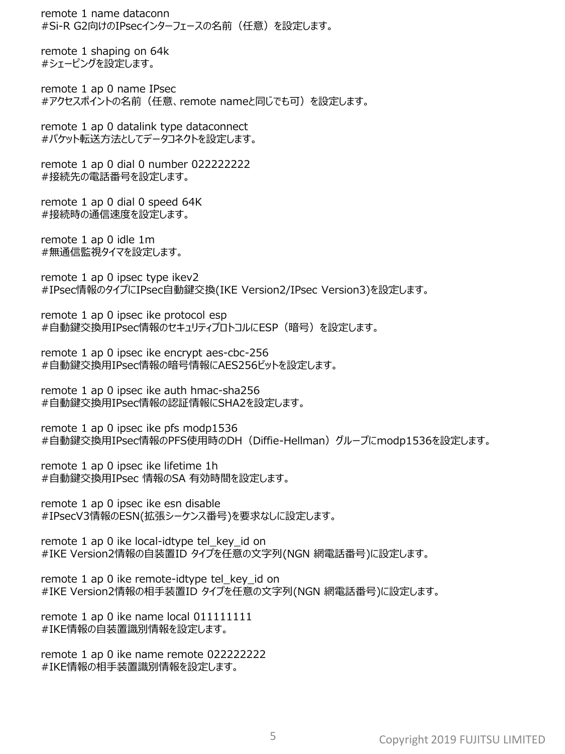remote 1 name dataconn
#Si-R G2向けのIPsecインターフェースの名前（任意）を設定します。

remote 1 shaping on 64k
#シェーピングを設定します。

remote 1 ap 0 name IPsec
#アクセスポイントの名前（任意、remote nameと同じでも可）を設定します。

remote 1 ap 0 datalink type dataconnect
#パケット転送方法としてデータコネクトを設定します。

remote 1 ap 0 dial 0 number 022222222
#接続先の電話番号を設定します。

remote 1 ap 0 dial 0 speed 64K
#接続時の通信速度を設定します。

remote 1 ap 0 idle 1m
#無通信監視タイマを設定します。

remote 1 ap 0 ipsec type ikev2
#IPsec情報のタイプにIPsec自動鍵交換(IKE Version2/IPsec Version3)を設定します。

remote 1 ap 0 ipsec ike protocol esp
#自動鍵交換用IPsec情報のセキュリティプロトコルにESP（暗号）を設定します。

remote 1 ap 0 ipsec ike encrypt aes-cbc-256
#自動鍵交換用IPsec情報の暗号情報にAES256ビットを設定します。

remote 1 ap 0 ipsec ike auth hmac-sha256
#自動鍵交換用IPsec情報の認証情報にSHA2を設定します。

remote 1 ap 0 ipsec ike pfs modp1536
#自動鍵交換用IPsec情報のPFS使用時のDH（Diffie-Hellman）グループにmodp1536を設定します。

remote 1 ap 0 ipsec ike lifetime 1h
#自動鍵交換用IPsec 情報のSA 有効時間を設定します。

remote 1 ap 0 ipsec ike esn disable
#IPsecV3情報のESN(拡張シーケンス番号)を要求なしに設定します。

remote 1 ap 0 ike local-idtype tel_key_id on
#IKE Version2情報の自装置ID タイプを任意の文字列(NGN 網電話番号)に設定します。

remote 1 ap 0 ike remote-idtype tel_key_id on
#IKE Version2情報の相手装置ID タイプを任意の文字列(NGN 網電話番号)に設定します。

remote 1 ap 0 ike name local 011111111
#IKE情報の自装置識別情報を設定します。

remote 1 ap 0 ike name remote 022222222
#IKE情報の相手装置識別情報を設定します。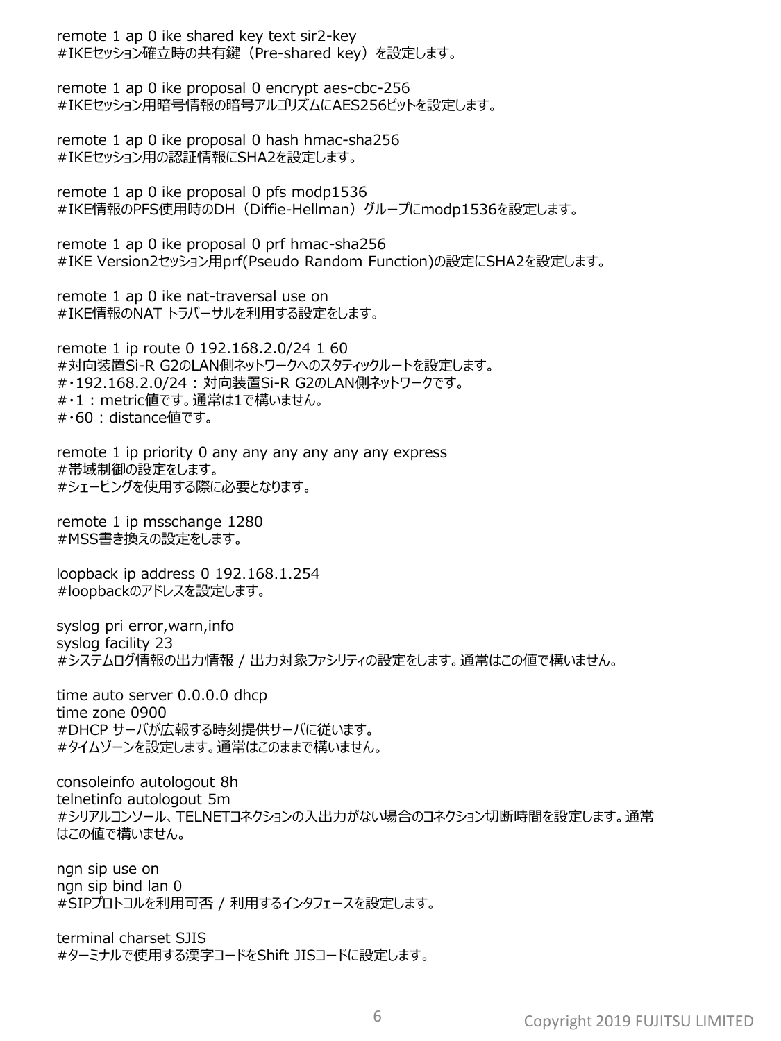remote 1 ap 0 ike shared key text sir2-key
#IKEセッション確立時の共有鍵（Pre-shared key）を設定します。

remote 1 ap 0 ike proposal 0 encrypt aes-cbc-256
#IKEセッション用暗号情報の暗号アルゴリズムにAES256ビットを設定します。

remote 1 ap 0 ike proposal 0 hash hmac-sha256
#IKEセッション用の認証情報にSHA2を設定します。

remote 1 ap 0 ike proposal 0 pfs modp1536
#IKE情報のPFS使用時のDH（Diffie-Hellman）グループにmodp1536を設定します。

remote 1 ap 0 ike proposal 0 prf hmac-sha256
#IKE Version2セッション用prf(Pseudo Random Function)の設定にSHA2を設定します。

remote 1 ap 0 ike nat-traversal use on
#IKE情報のNAT トラバーサルを利用する設定をします。

remote 1 ip route 0 192.168.2.0/24 1 60
#対向装置Si-R G2のLAN側ネットワークへのスタティックルートを設定します。
#・192.168.2.0/24 : 対向装置Si-R G2のLAN側ネットワークです。
#・1 : metric値です。通常は1で構いません。
#・60 : distance値です。

remote 1 ip priority 0 any any any any any any express
#帯域制御の設定をします。
#シェーピングを使用する際に必要となります。

remote 1 ip msschange 1280
#MSS書き換えの設定をします。

loopback ip address 0 192.168.1.254
#loopbackのアドレスを設定します。

syslog pri error,warn,info
syslog facility 23
#システムログ情報の出力情報 / 出力対象ファシリティの設定をします。通常はこの値で構いません。

time auto server 0.0.0.0 dhcp
time zone 0900
#DHCP サーバが広報する時刻提供サーバに従います。
#タイムゾーンを設定します。通常はこのままで構いません。

consoleinfo autologout 8h
telnetinfo autologout 5m
#シリアルコンソール、TELNETコネクションの入出力がない場合のコネクション切断時間を設定します。通常はこの値で構いません。

ngn sip use on
ngn sip bind lan 0
#SIPプロトコルを利用可否 / 利用するインタフェースを設定します。

terminal charset SJIS
#ターミナルで使用する漢字コードをShift JISコードに設定します。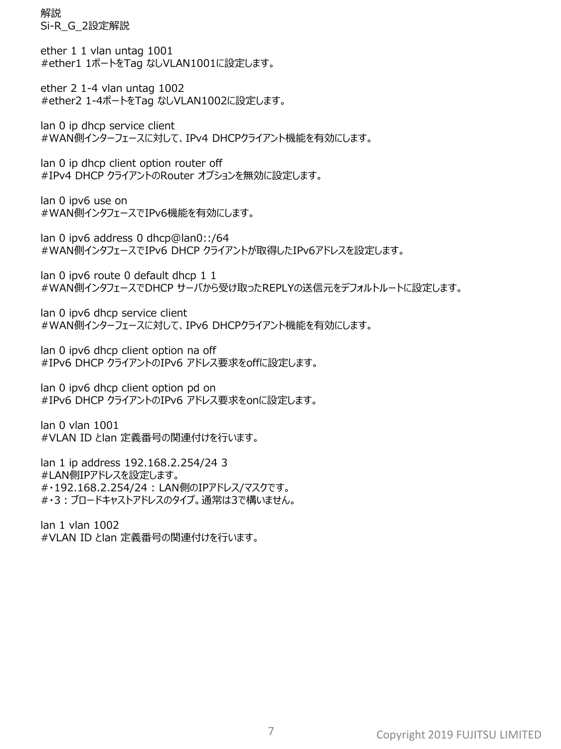解説
Si-R_G_2設定解説

ether 1 1 vlan untag 1001
#ether1 1ポートをTag なしVLAN1001に設定します。

ether 2 1-4 vlan untag 1002
#ether2 1-4ポートをTag なしVLAN1002に設定します。

lan 0 ip dhcp service client
#WAN側インターフェースに対して、IPv4 DHCPクライアント機能を有効にします。

lan 0 ip dhcp client option router off
#IPv4 DHCP クライアントのRouter オプションを無効に設定します。

lan 0 ipv6 use on
#WAN側インタフェースでIPv6機能を有効にします。

lan 0 ipv6 address 0 dhcp@lan0::/64
#WAN側インタフェースでIPv6 DHCP クライアントが取得したIPv6アドレスを設定します。

lan 0 ipv6 route 0 default dhcp 1 1
#WAN側インタフェースでDHCP サーバから受け取ったREPLYの送信元をデフォルトルートに設定します。

lan 0 ipv6 dhcp service client
#WAN側インターフェースに対して、IPv6 DHCPクライアント機能を有効にします。

lan 0 ipv6 dhcp client option na off
#IPv6 DHCP クライアントのIPv6 アドレス要求をoffに設定します。

lan 0 ipv6 dhcp client option pd on
#IPv6 DHCP クライアントのIPv6 アドレス要求をonに設定します。

lan 0 vlan 1001
#VLAN ID とlan 定義番号の関連付けを行います。

lan 1 ip address 192.168.2.254/24 3
#LAN側IPアドレスを設定します。
#・192.168.2.254/24 : LAN側のIPアドレス/マスクです。
#・3 : ブロードキャストアドレスのタイプ。通常は3で構いません。

lan 1 vlan 1002
#VLAN ID とlan 定義番号の関連付けを行います。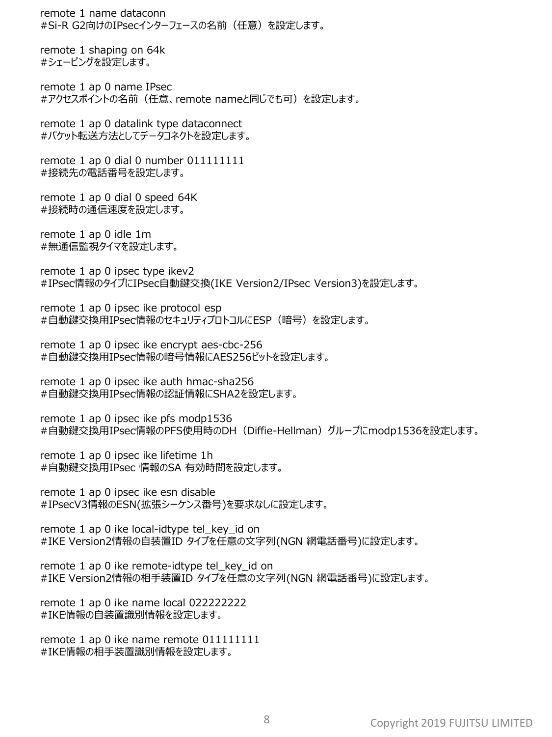remote 1 name dataconn
#Si-R G2向けのIPsecインターフェースの名前（任意）を設定します。

remote 1 shaping on 64k
#シェーピングを設定します。

remote 1 ap 0 name IPsec
#アクセスポイントの名前（任意、remote nameと同じでも可）を設定します。

remote 1 ap 0 datalink type dataconnect
#パケット転送方法としてデータコネクトを設定します。

remote 1 ap 0 dial 0 number 011111111
#接続先の電話番号を設定します。

remote 1 ap 0 dial 0 speed 64K
#接続時の通信速度を設定します。

remote 1 ap 0 idle 1m
#無通信監視タイマを設定します。

remote 1 ap 0 ipsec type ikev2
#IPsec情報のタイプにIPsec自動鍵交換(IKE Version2/IPsec Version3)を設定します。

remote 1 ap 0 ipsec ike protocol esp
#自動鍵交換用IPsec情報のセキュリティプロトコルにESP（暗号）を設定します。

remote 1 ap 0 ipsec ike encrypt aes-cbc-256
#自動鍵交換用IPsec情報の暗号情報にAES256ビットを設定します。

remote 1 ap 0 ipsec ike auth hmac-sha256
#自動鍵交換用IPsec情報の認証情報にSHA2を設定します。

remote 1 ap 0 ipsec ike pfs modp1536
#自動鍵交換用IPsec情報のPFS使用時のDH（Diffie-Hellman）グループにmodp1536を設定します。

remote 1 ap 0 ipsec ike lifetime 1h
#自動鍵交換用IPsec 情報のSA 有効時間を設定します。

remote 1 ap 0 ipsec ike esn disable
#IPsecV3情報のESN(拡張シーケンス番号)を要求なしに設定します。

remote 1 ap 0 ike local-idtype tel_key_id on
#IKE Version2情報の自装置ID タイプを任意の文字列(NGN 網電話番号)に設定します。

remote 1 ap 0 ike remote-idtype tel_key_id on
#IKE Version2情報の相手装置ID タイプを任意の文字列(NGN 網電話番号)に設定します。

remote 1 ap 0 ike name local 022222222
#IKE情報の自装置識別情報を設定します。

remote 1 ap 0 ike name remote 011111111
#IKE情報の相手装置識別情報を設定します。

Copyright 2019 FUJITSU LIMITED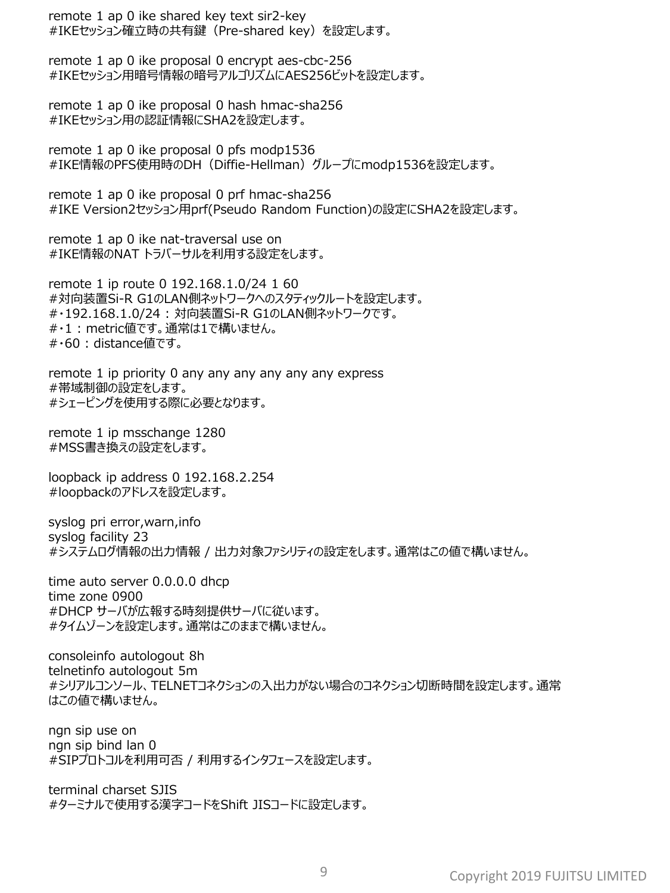```
remote 1 ap 0 ike shared key text sir2-key
#IKEセッション確立時の共有鍵（Pre-shared key）を設定します。

remote 1 ap 0 ike proposal 0 encrypt aes-cbc-256
#IKEセッション用暗号情報の暗号アルゴリズムにAES256ビットを設定します。

remote 1 ap 0 ike proposal 0 hash hmac-sha256
#IKEセッション用の認証情報にSHA2を設定します。

remote 1 ap 0 ike proposal 0 pfs modp1536
#IKE情報のPFS使用時のDH（Diffie-Hellman）グループにmodp1536を設定します。

remote 1 ap 0 ike proposal 0 prf hmac-sha256
#IKE Version2セッション用prf(Pseudo Random Function)の設定にSHA2を設定します。

remote 1 ap 0 ike nat-traversal use on
#IKE情報のNAT トラバーサルを利用する設定をします。

remote 1 ip route 0 192.168.1.0/24 1 60
#対向装置Si-R G1のLAN側ネットワークへのスタティックルートを設定します。
#・192.168.1.0/24 ： 対向装置Si-R G1のLAN側ネットワークです。
#・1 ： metric値です。通常は1で構いません。
#・60 ： distance値です。

remote 1 ip priority 0 any any any any any any express
#帯域制御の設定をします。
#シェーピングを使用する際に必要となります。

remote 1 ip msschange 1280
#MSS書き換えの設定をします。

loopback ip address 0 192.168.2.254
#loopbackのアドレスを設定します。

syslog pri error,warn,info
syslog facility 23
#システムログ情報の出力情報 / 出力対象ファシリティの設定をします。通常はこの値で構いません。

time auto server 0.0.0.0 dhcp
time zone 0900
#DHCP サーバが広報する時刻提供サーバに従います。
#タイムゾーンを設定します。通常はこのままで構いません。

consoleinfo autologout 8h
telnetinfo autologout 5m
#シリアルコンソール、TELNETコネクションの入出力がない場合のコネクション切断時間を設定します。通常はこの値で構いません。

ngn sip use on
ngn sip bind lan 0
#SIPプロトコルを利用可否 / 利用するインタフェースを設定します。

terminal charset SJIS
#ターミナルで使用する漢字コードをShift JISコードに設定します。
```